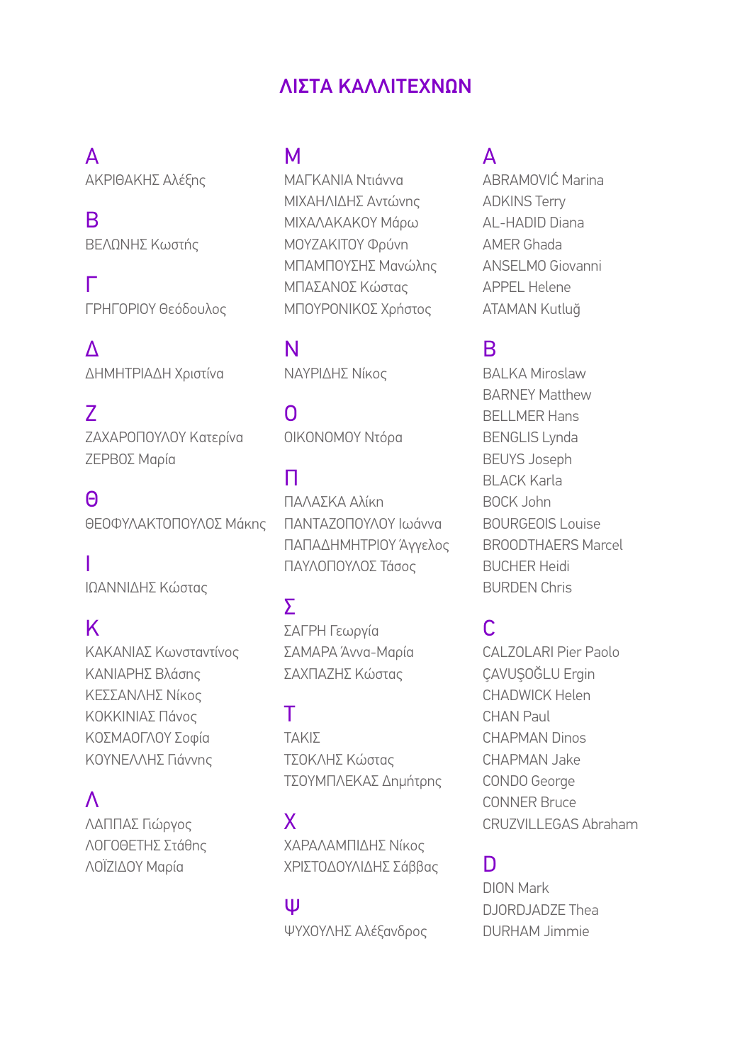# ΛΙΣΤΑ ΚΑΛΛΙΤΕΧΝΩΝ

## Α
ΑΚΡΙΘΑΚΗΣ Αλέξης

## Β
ΒΕΛΩΝΗΣ Κωστής

## Γ
ΓΡΗΓΟΡΙΟΥ Θεόδουλος

## Δ
ΔΗΜΗΤΡΙΑΔΗ Χριστίνα

## Ζ
ΖΑΧΑΡΟΠΟΥΛΟΥ Κατερίνα
ΖΕΡΒΟΣ Μαρία

## Θ
ΘΕΟΦΥΛΑΚΤΟΠΟΥΛΟΣ Μάκης

## Ι
ΙΩΑΝΝΙΔΗΣ Κώστας

## Κ
ΚΑΚΑΝΙΑΣ Κωνσταντίνος
ΚΑΝΙΑΡΗΣ Βλάσης
ΚΕΣΣΑΝΛΗΣ Νίκος
ΚΟΚΚΙΝΙΑΣ Πάνος
ΚΟΣΜΑΟΓΛΟΥ Σοφία
ΚΟΥΝΕΛΛΗΣ Γιάννης

## Λ
ΛΑΠΠΑΣ Γιώργος
ΛΟΓΟΘΕΤΗΣ Στάθης
ΛΟΪΖΙΔΟΥ Μαρία

## Μ
ΜΑΓΚΑΝΙΑ Ντιάννα
ΜΙΧΑΗΛΙΔΗΣ Αντώνης
ΜΙΧΑΛΑΚΑΚΟΥ Μάρω
ΜΟΥΖΑΚΙΤΟΥ Φρύνη
ΜΠΑΜΠΟΥΣΗΣ Μανώλης
ΜΠΑΣΑΝΟΣ Κώστας
ΜΠΟΥΡΟΝΙΚΟΣ Χρήστος

## Ν
ΝΑΥΡΙΔΗΣ Νίκος

## Ο
ΟΙΚΟΝΟΜΟΥ Ντόρα

## Π
ΠΑΛΑΣΚΑ Αλίκη
ΠΑΝΤΑΖΟΠΟΥΛΟΥ Ιωάννα
ΠΑΠΑΔΗΜΗΤΡΙΟΥ Άγγελος
ΠΑΥΛΟΠΟΥΛΟΣ Τάσος

## Σ
ΣΑΓΡΗ Γεωργία
ΣΑΜΑΡΑ Άννα-Μαρία
ΣΑΧΠΑΖΗΣ Κώστας

## Τ
ΤΑΚΙΣ
ΤΣΟΚΛΗΣ Κώστας
ΤΣΟΥΜΠΛΕΚΑΣ Δημήτρης

## Χ
ΧΑΡΑΛΑΜΠΙΔΗΣ Νίκος
ΧΡΙΣΤΟΔΟΥΛΙΔΗΣ Σάββας

## Ψ
ΨΥΧΟΥΛΗΣ Αλέξανδρος

## A
ABRAMOVIĆ Marina
ADKINS Terry
AL-HADID Diana
AMER Ghada
ANSELMO Giovanni
APPEL Helene
ATAMAN Kutluğ

## B
BALKA Miroslaw
BARNEY Matthew
BELLMER Hans
BENGLIS Lynda
BEUYS Joseph
BLACK Karla
BOCK John
BOURGEOIS Louise
BROODTHAERS Marcel
BUCHER Heidi
BURDEN Chris

## C
CALZOLARI Pier Paolo
ÇAVUŞOĞLU Ergin
CHADWICK Helen
CHAN Paul
CHAPMAN Dinos
CHAPMAN Jake
CONDO George
CONNER Bruce
CRUZVILLEGAS Abraham

## D
DION Mark
DJORDJADZE Thea
DURHAM Jimmie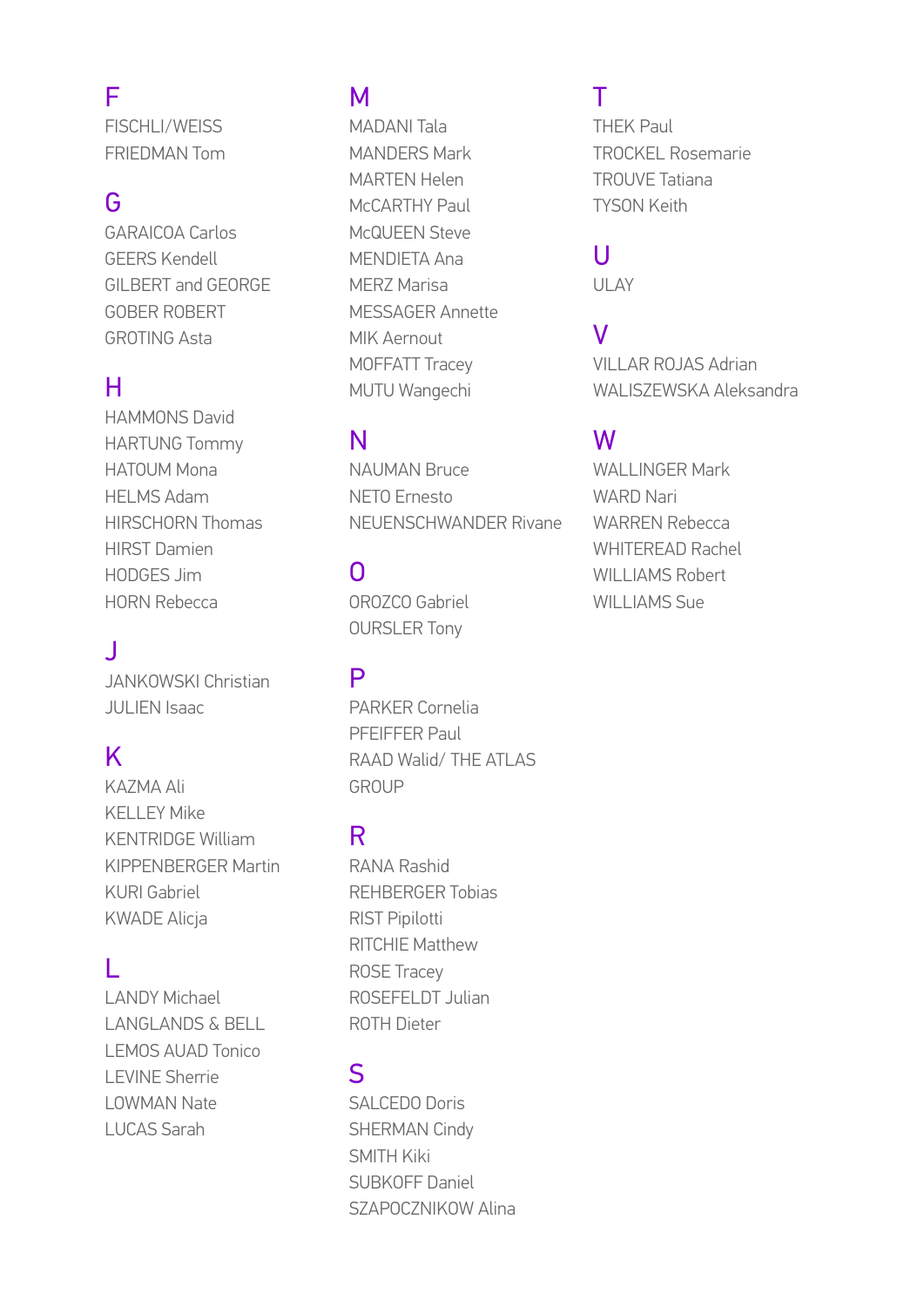## F

FISCHLI/WEISS
FRIEDMAN Tom

## G

GARAICOA Carlos
GEERS Kendell
GILBERT and GEORGE
GOBER ROBERT
GROTING Asta

## H

HAMMONS David
HARTUNG Tommy
HATOUM Mona
HELMS Adam
HIRSCHORN Thomas
HIRST Damien
HODGES Jim
HORN Rebecca

## J

JANKOWSKI Christian
JULIEN Isaac

## K

KAZMA Ali
KELLEY Mike
KENTRIDGE William
KIPPENBERGER Martin
KURI Gabriel
KWADE Alicja

## L

LANDY Michael
LANGLANDS & BELL
LEMOS AUAD Tonico
LEVINE Sherrie
LOWMAN Nate
LUCAS Sarah

## M

MADANI Tala
MANDERS Mark
MARTEN Helen
McCARTHY Paul
McQUEEN Steve
MENDIETA Ana
MERZ Marisa
MESSAGER Annette
MIK Aernout
MOFFATT Tracey
MUTU Wangechi

## N

NAUMAN Bruce
NETO Ernesto
NEUENSCHWANDER Rivane

## O

OROZCO Gabriel
OURSLER Tony

## P

PARKER Cornelia
PFEIFFER Paul
RAAD Walid/ THE ATLAS GROUP

## R

RANA Rashid
REHBERGER Tobias
RIST Pipilotti
RITCHIE Matthew
ROSE Tracey
ROSEFELDT Julian
ROTH Dieter

## S

SALCEDO Doris
SHERMAN Cindy
SMITH Kiki
SUBKOFF Daniel
SZAPOCZNIKOW Alina

## T

THEK Paul
TROCKEL Rosemarie
TROUVE Tatiana
TYSON Keith

## U

ULAY

## V

VILLAR ROJAS Adrian
WALISZEWSKA Aleksandra

## W

WALLINGER Mark
WARD Nari
WARREN Rebecca
WHITEREAD Rachel
WILLIAMS Robert
WILLIAMS Sue